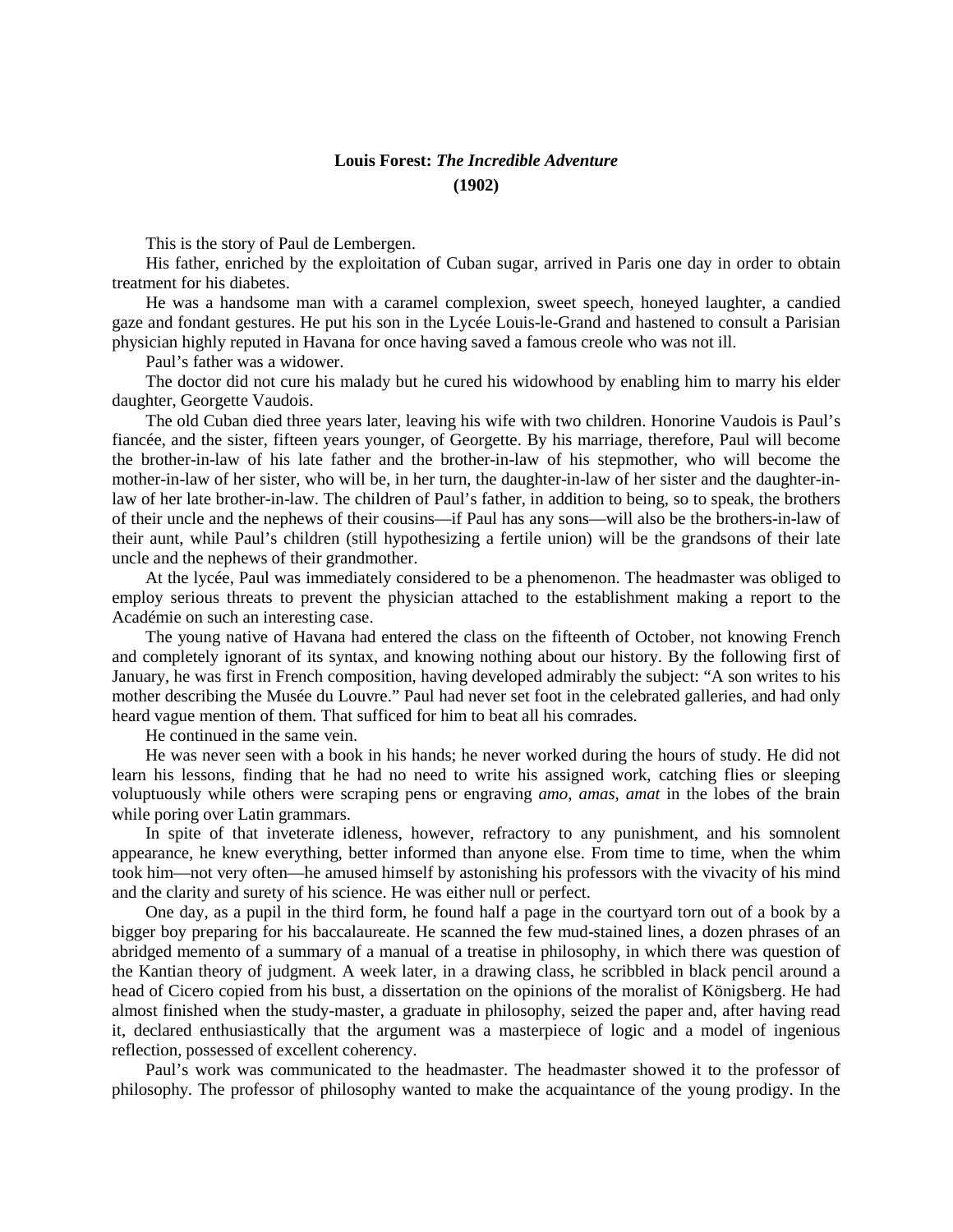# Louis Forest: *The Incredible Adventure* (1902)

This is the story of Paul de Lembergen.

His father, enriched by the exploitation of Cuban sugar, arrived in Paris one day in order to obtain treatment for his diabetes.

He was a handsome man with a caramel complexion, sweet speech, honeyed laughter, a candied gaze and fondant gestures. He put his son in the Lycée Louis-le-Grand and hastened to consult a Parisian physician highly reputed in Havana for once having saved a famous creole who was not ill.

Paul's father was a widower.

The doctor did not cure his malady but he cured his widowhood by enabling him to marry his elder daughter, Georgette Vaudois.

The old Cuban died three years later, leaving his wife with two children. Honorine Vaudois is Paul's fiancée, and the sister, fifteen years younger, of Georgette. By his marriage, therefore, Paul will become the brother-in-law of his late father and the brother-in-law of his stepmother, who will become the mother-in-law of her sister, who will be, in her turn, the daughter-in-law of her sister and the daughter-in-law of her late brother-in-law. The children of Paul's father, in addition to being, so to speak, the brothers of their uncle and the nephews of their cousins—if Paul has any sons—will also be the brothers-in-law of their aunt, while Paul's children (still hypothesizing a fertile union) will be the grandsons of their late uncle and the nephews of their grandmother.

At the lycée, Paul was immediately considered to be a phenomenon. The headmaster was obliged to employ serious threats to prevent the physician attached to the establishment making a report to the Académie on such an interesting case.

The young native of Havana had entered the class on the fifteenth of October, not knowing French and completely ignorant of its syntax, and knowing nothing about our history. By the following first of January, he was first in French composition, having developed admirably the subject: "A son writes to his mother describing the Musée du Louvre." Paul had never set foot in the celebrated galleries, and had only heard vague mention of them. That sufficed for him to beat all his comrades.

He continued in the same vein.

He was never seen with a book in his hands; he never worked during the hours of study. He did not learn his lessons, finding that he had no need to write his assigned work, catching flies or sleeping voluptuously while others were scraping pens or engraving *amo, amas, amat* in the lobes of the brain while poring over Latin grammars.

In spite of that inveterate idleness, however, refractory to any punishment, and his somnolent appearance, he knew everything, better informed than anyone else. From time to time, when the whim took him—not very often—he amused himself by astonishing his professors with the vivacity of his mind and the clarity and surety of his science. He was either null or perfect.

One day, as a pupil in the third form, he found half a page in the courtyard torn out of a book by a bigger boy preparing for his baccalaureate. He scanned the few mud-stained lines, a dozen phrases of an abridged memento of a summary of a manual of a treatise in philosophy, in which there was question of the Kantian theory of judgment. A week later, in a drawing class, he scribbled in black pencil around a head of Cicero copied from his bust, a dissertation on the opinions of the moralist of Königsberg. He had almost finished when the study-master, a graduate in philosophy, seized the paper and, after having read it, declared enthusiastically that the argument was a masterpiece of logic and a model of ingenious reflection, possessed of excellent coherency.

Paul's work was communicated to the headmaster. The headmaster showed it to the professor of philosophy. The professor of philosophy wanted to make the acquaintance of the young prodigy. In the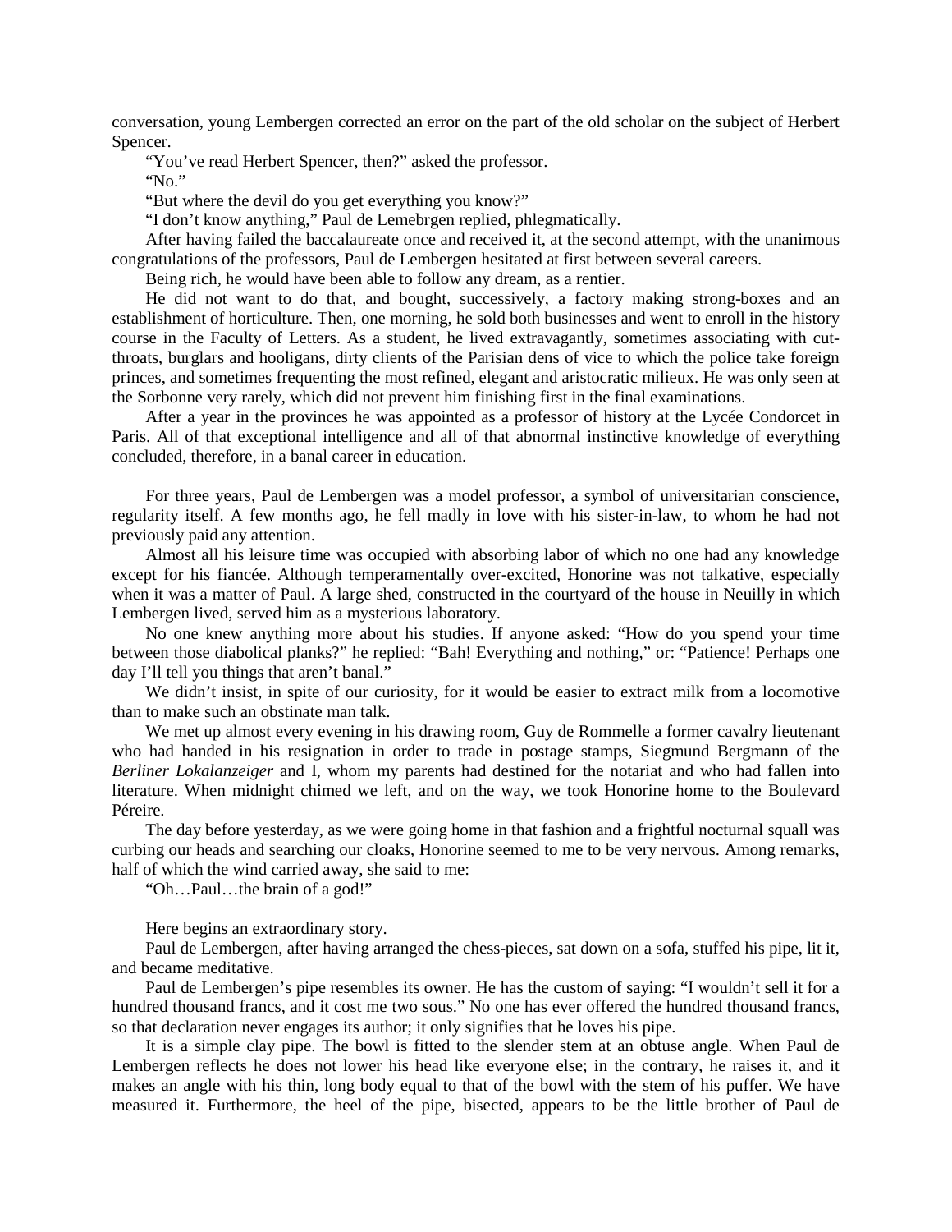conversation, young Lembergen corrected an error on the part of the old scholar on the subject of Herbert Spencer.

"You've read Herbert Spencer, then?" asked the professor.

"No."

"But where the devil do you get everything you know?"

"I don't know anything," Paul de Lemebrgen replied, phlegmatically.

After having failed the baccalaureate once and received it, at the second attempt, with the unanimous congratulations of the professors, Paul de Lembergen hesitated at first between several careers.

Being rich, he would have been able to follow any dream, as a rentier.

He did not want to do that, and bought, successively, a factory making strong-boxes and an establishment of horticulture. Then, one morning, he sold both businesses and went to enroll in the history course in the Faculty of Letters. As a student, he lived extravagantly, sometimes associating with cut-throats, burglars and hooligans, dirty clients of the Parisian dens of vice to which the police take foreign princes, and sometimes frequenting the most refined, elegant and aristocratic milieux. He was only seen at the Sorbonne very rarely, which did not prevent him finishing first in the final examinations.

After a year in the provinces he was appointed as a professor of history at the Lycée Condorcet in Paris. All of that exceptional intelligence and all of that abnormal instinctive knowledge of everything concluded, therefore, in a banal career in education.

For three years, Paul de Lembergen was a model professor, a symbol of universitarian conscience, regularity itself. A few months ago, he fell madly in love with his sister-in-law, to whom he had not previously paid any attention.

Almost all his leisure time was occupied with absorbing labor of which no one had any knowledge except for his fiancée. Although temperamentally over-excited, Honorine was not talkative, especially when it was a matter of Paul. A large shed, constructed in the courtyard of the house in Neuilly in which Lembergen lived, served him as a mysterious laboratory.

No one knew anything more about his studies. If anyone asked: "How do you spend your time between those diabolical planks?" he replied: "Bah! Everything and nothing," or: "Patience! Perhaps one day I'll tell you things that aren't banal."

We didn't insist, in spite of our curiosity, for it would be easier to extract milk from a locomotive than to make such an obstinate man talk.

We met up almost every evening in his drawing room, Guy de Rommelle a former cavalry lieutenant who had handed in his resignation in order to trade in postage stamps, Siegmund Bergmann of the *Berliner Lokalanzeiger* and I, whom my parents had destined for the notariat and who had fallen into literature. When midnight chimed we left, and on the way, we took Honorine home to the Boulevard Péreire.

The day before yesterday, as we were going home in that fashion and a frightful nocturnal squall was curbing our heads and searching our cloaks, Honorine seemed to me to be very nervous. Among remarks, half of which the wind carried away, she said to me:

"Oh…Paul…the brain of a god!"

Here begins an extraordinary story.

Paul de Lembergen, after having arranged the chess-pieces, sat down on a sofa, stuffed his pipe, lit it, and became meditative.

Paul de Lembergen's pipe resembles its owner. He has the custom of saying: "I wouldn't sell it for a hundred thousand francs, and it cost me two sous." No one has ever offered the hundred thousand francs, so that declaration never engages its author; it only signifies that he loves his pipe.

It is a simple clay pipe. The bowl is fitted to the slender stem at an obtuse angle. When Paul de Lembergen reflects he does not lower his head like everyone else; in the contrary, he raises it, and it makes an angle with his thin, long body equal to that of the bowl with the stem of his puffer. We have measured it. Furthermore, the heel of the pipe, bisected, appears to be the little brother of Paul de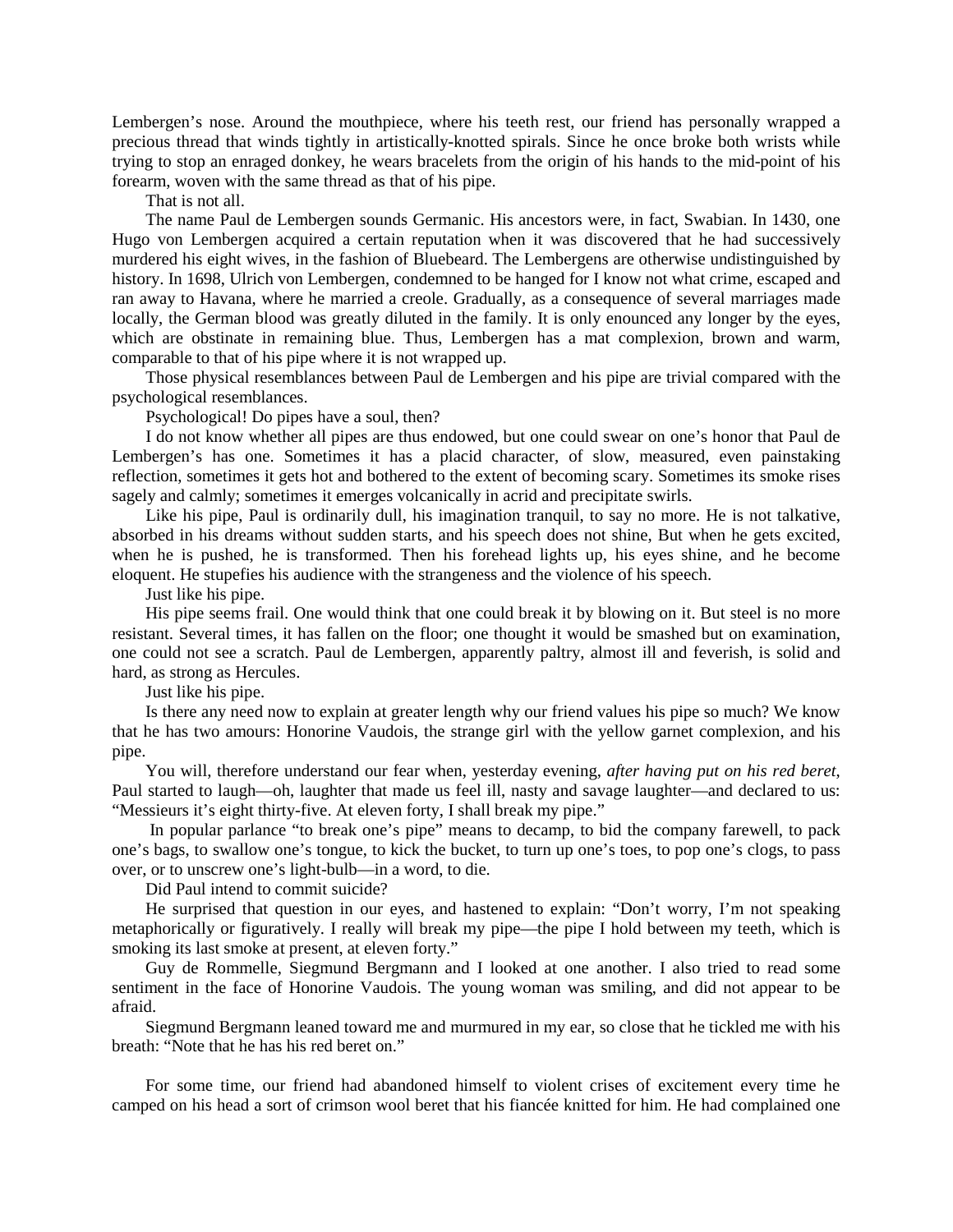Lembergen's nose. Around the mouthpiece, where his teeth rest, our friend has personally wrapped a precious thread that winds tightly in artistically-knotted spirals. Since he once broke both wrists while trying to stop an enraged donkey, he wears bracelets from the origin of his hands to the mid-point of his forearm, woven with the same thread as that of his pipe.

That is not all.

The name Paul de Lembergen sounds Germanic. His ancestors were, in fact, Swabian. In 1430, one Hugo von Lembergen acquired a certain reputation when it was discovered that he had successively murdered his eight wives, in the fashion of Bluebeard. The Lembergens are otherwise undistinguished by history. In 1698, Ulrich von Lembergen, condemned to be hanged for I know not what crime, escaped and ran away to Havana, where he married a creole. Gradually, as a consequence of several marriages made locally, the German blood was greatly diluted in the family. It is only enounced any longer by the eyes, which are obstinate in remaining blue. Thus, Lembergen has a mat complexion, brown and warm, comparable to that of his pipe where it is not wrapped up.

Those physical resemblances between Paul de Lembergen and his pipe are trivial compared with the psychological resemblances.

Psychological! Do pipes have a soul, then?

I do not know whether all pipes are thus endowed, but one could swear on one's honor that Paul de Lembergen's has one. Sometimes it has a placid character, of slow, measured, even painstaking reflection, sometimes it gets hot and bothered to the extent of becoming scary. Sometimes its smoke rises sagely and calmly; sometimes it emerges volcanically in acrid and precipitate swirls.

Like his pipe, Paul is ordinarily dull, his imagination tranquil, to say no more. He is not talkative, absorbed in his dreams without sudden starts, and his speech does not shine, But when he gets excited, when he is pushed, he is transformed. Then his forehead lights up, his eyes shine, and he become eloquent. He stupefies his audience with the strangeness and the violence of his speech.

Just like his pipe.

His pipe seems frail. One would think that one could break it by blowing on it. But steel is no more resistant. Several times, it has fallen on the floor; one thought it would be smashed but on examination, one could not see a scratch. Paul de Lembergen, apparently paltry, almost ill and feverish, is solid and hard, as strong as Hercules.

Just like his pipe.

Is there any need now to explain at greater length why our friend values his pipe so much? We know that he has two amours: Honorine Vaudois, the strange girl with the yellow garnet complexion, and his pipe.

You will, therefore understand our fear when, yesterday evening, *after having put on his red beret*, Paul started to laugh—oh, laughter that made us feel ill, nasty and savage laughter—and declared to us: "Messieurs it's eight thirty-five. At eleven forty, I shall break my pipe."

In popular parlance "to break one's pipe" means to decamp, to bid the company farewell, to pack one's bags, to swallow one's tongue, to kick the bucket, to turn up one's toes, to pop one's clogs, to pass over, or to unscrew one's light-bulb—in a word, to die.

Did Paul intend to commit suicide?

He surprised that question in our eyes, and hastened to explain: "Don't worry, I'm not speaking metaphorically or figuratively. I really will break my pipe—the pipe I hold between my teeth, which is smoking its last smoke at present, at eleven forty."

Guy de Rommelle, Siegmund Bergmann and I looked at one another. I also tried to read some sentiment in the face of Honorine Vaudois. The young woman was smiling, and did not appear to be afraid.

Siegmund Bergmann leaned toward me and murmured in my ear, so close that he tickled me with his breath: "Note that he has his red beret on."

For some time, our friend had abandoned himself to violent crises of excitement every time he camped on his head a sort of crimson wool beret that his fiancée knitted for him. He had complained one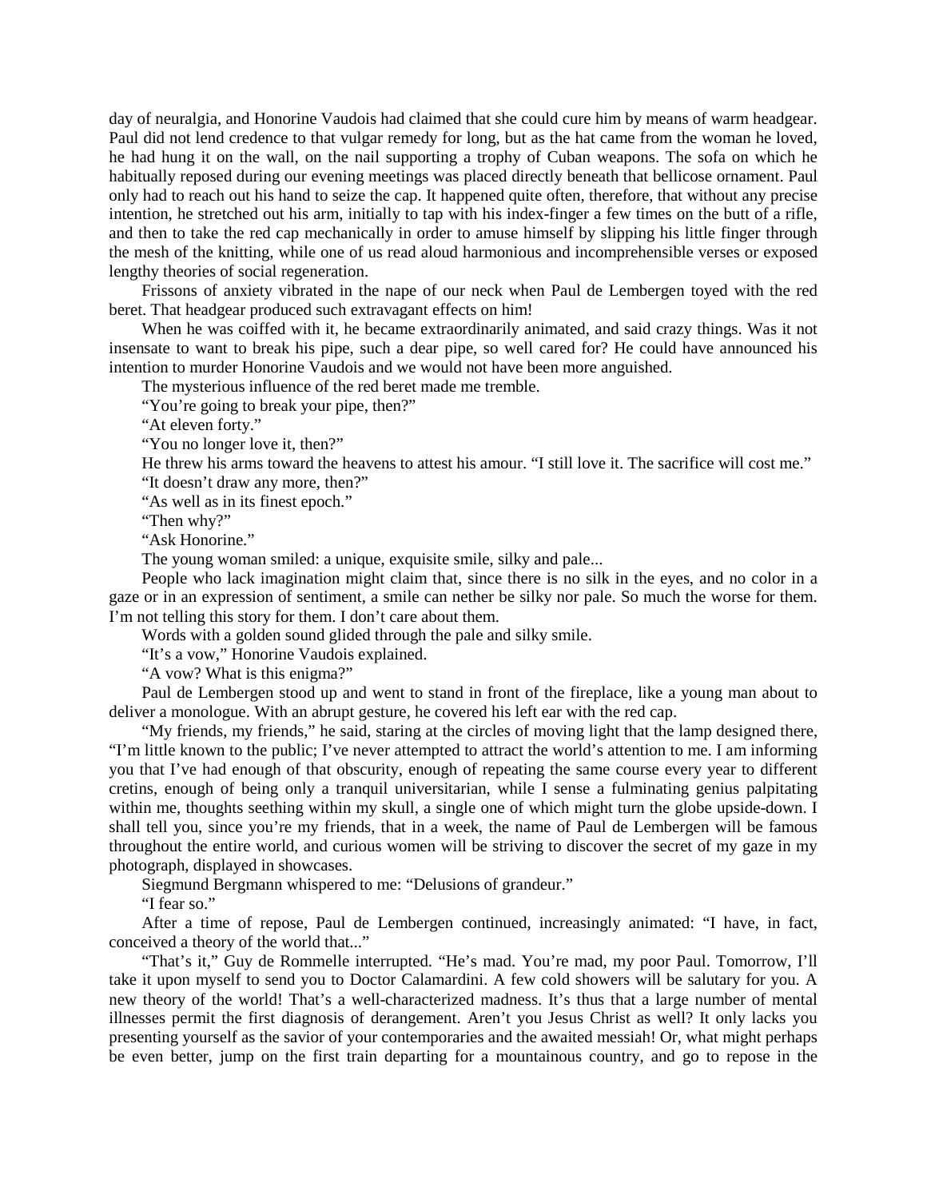day of neuralgia, and Honorine Vaudois had claimed that she could cure him by means of warm headgear. Paul did not lend credence to that vulgar remedy for long, but as the hat came from the woman he loved, he had hung it on the wall, on the nail supporting a trophy of Cuban weapons. The sofa on which he habitually reposed during our evening meetings was placed directly beneath that bellicose ornament. Paul only had to reach out his hand to seize the cap. It happened quite often, therefore, that without any precise intention, he stretched out his arm, initially to tap with his index-finger a few times on the butt of a rifle, and then to take the red cap mechanically in order to amuse himself by slipping his little finger through the mesh of the knitting, while one of us read aloud harmonious and incomprehensible verses or exposed lengthy theories of social regeneration.

Frissons of anxiety vibrated in the nape of our neck when Paul de Lembergen toyed with the red beret. That headgear produced such extravagant effects on him!

When he was coiffed with it, he became extraordinarily animated, and said crazy things. Was it not insensate to want to break his pipe, such a dear pipe, so well cared for? He could have announced his intention to murder Honorine Vaudois and we would not have been more anguished.

The mysterious influence of the red beret made me tremble.

"You're going to break your pipe, then?"

"At eleven forty."

"You no longer love it, then?"

He threw his arms toward the heavens to attest his amour. "I still love it. The sacrifice will cost me."

"It doesn't draw any more, then?"

"As well as in its finest epoch."

"Then why?"

"Ask Honorine."

The young woman smiled: a unique, exquisite smile, silky and pale...

People who lack imagination might claim that, since there is no silk in the eyes, and no color in a gaze or in an expression of sentiment, a smile can nether be silky nor pale. So much the worse for them. I'm not telling this story for them. I don't care about them.

Words with a golden sound glided through the pale and silky smile.

"It's a vow," Honorine Vaudois explained.

"A vow? What is this enigma?"

Paul de Lembergen stood up and went to stand in front of the fireplace, like a young man about to deliver a monologue. With an abrupt gesture, he covered his left ear with the red cap.

"My friends, my friends," he said, staring at the circles of moving light that the lamp designed there, "I'm little known to the public; I've never attempted to attract the world's attention to me. I am informing you that I've had enough of that obscurity, enough of repeating the same course every year to different cretins, enough of being only a tranquil universitarian, while I sense a fulminating genius palpitating within me, thoughts seething within my skull, a single one of which might turn the globe upside-down. I shall tell you, since you're my friends, that in a week, the name of Paul de Lembergen will be famous throughout the entire world, and curious women will be striving to discover the secret of my gaze in my photograph, displayed in showcases.

Siegmund Bergmann whispered to me: "Delusions of grandeur."

"I fear so."

After a time of repose, Paul de Lembergen continued, increasingly animated: "I have, in fact, conceived a theory of the world that..."

"That's it," Guy de Rommelle interrupted. "He's mad. You're mad, my poor Paul. Tomorrow, I'll take it upon myself to send you to Doctor Calamardini. A few cold showers will be salutary for you. A new theory of the world! That's a well-characterized madness. It's thus that a large number of mental illnesses permit the first diagnosis of derangement. Aren't you Jesus Christ as well? It only lacks you presenting yourself as the savior of your contemporaries and the awaited messiah! Or, what might perhaps be even better, jump on the first train departing for a mountainous country, and go to repose in the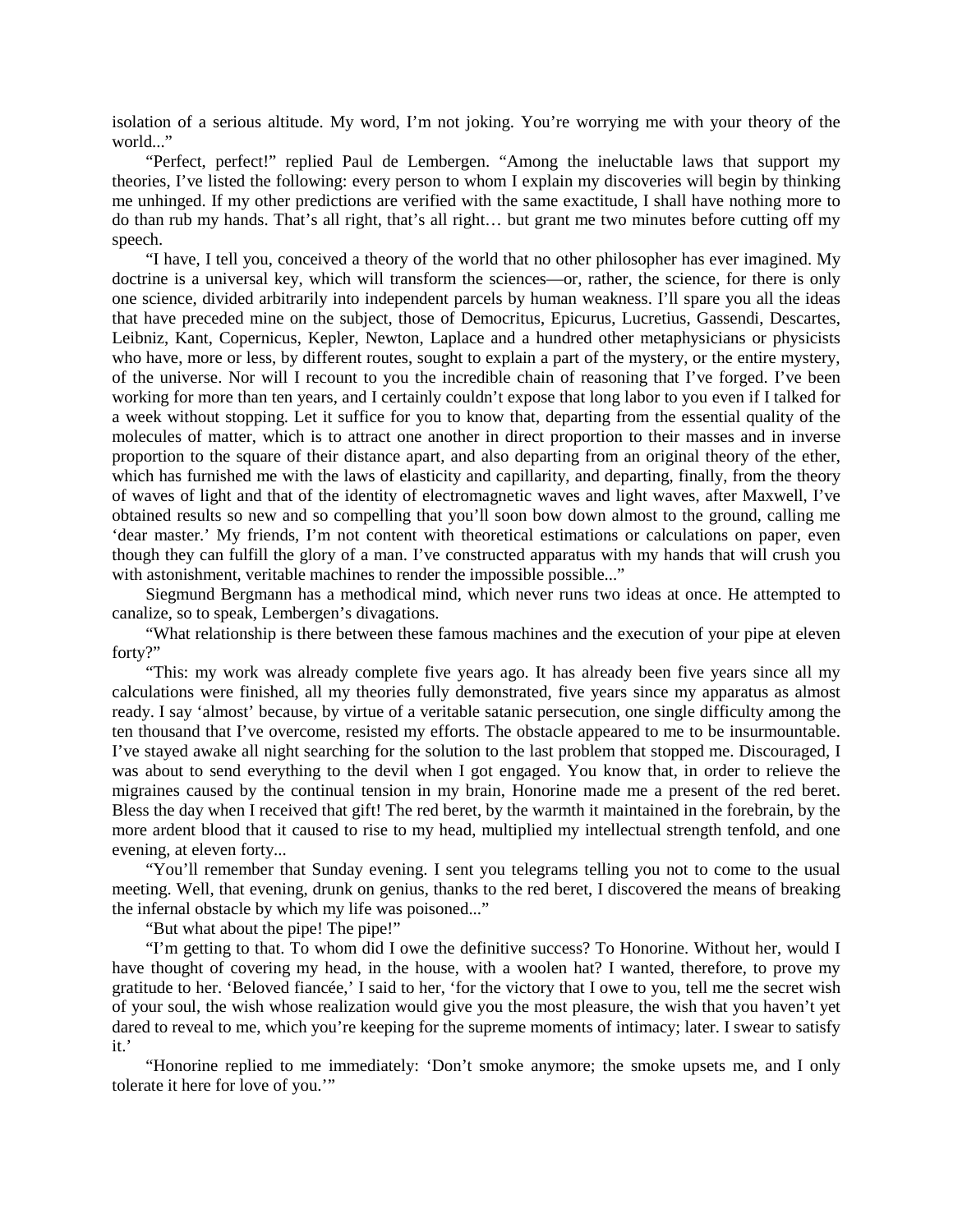isolation of a serious altitude. My word, I'm not joking. You're worrying me with your theory of the world..."

"Perfect, perfect!" replied Paul de Lembergen. "Among the ineluctable laws that support my theories, I've listed the following: every person to whom I explain my discoveries will begin by thinking me unhinged. If my other predictions are verified with the same exactitude, I shall have nothing more to do than rub my hands. That's all right, that's all right… but grant me two minutes before cutting off my speech.

"I have, I tell you, conceived a theory of the world that no other philosopher has ever imagined. My doctrine is a universal key, which will transform the sciences—or, rather, the science, for there is only one science, divided arbitrarily into independent parcels by human weakness. I'll spare you all the ideas that have preceded mine on the subject, those of Democritus, Epicurus, Lucretius, Gassendi, Descartes, Leibniz, Kant, Copernicus, Kepler, Newton, Laplace and a hundred other metaphysicians or physicists who have, more or less, by different routes, sought to explain a part of the mystery, or the entire mystery, of the universe. Nor will I recount to you the incredible chain of reasoning that I've forged. I've been working for more than ten years, and I certainly couldn't expose that long labor to you even if I talked for a week without stopping. Let it suffice for you to know that, departing from the essential quality of the molecules of matter, which is to attract one another in direct proportion to their masses and in inverse proportion to the square of their distance apart, and also departing from an original theory of the ether, which has furnished me with the laws of elasticity and capillarity, and departing, finally, from the theory of waves of light and that of the identity of electromagnetic waves and light waves, after Maxwell, I've obtained results so new and so compelling that you'll soon bow down almost to the ground, calling me 'dear master.' My friends, I'm not content with theoretical estimations or calculations on paper, even though they can fulfill the glory of a man. I've constructed apparatus with my hands that will crush you with astonishment, veritable machines to render the impossible possible..."

Siegmund Bergmann has a methodical mind, which never runs two ideas at once. He attempted to canalize, so to speak, Lembergen's divagations.

"What relationship is there between these famous machines and the execution of your pipe at eleven forty?"

"This: my work was already complete five years ago. It has already been five years since all my calculations were finished, all my theories fully demonstrated, five years since my apparatus as almost ready. I say 'almost' because, by virtue of a veritable satanic persecution, one single difficulty among the ten thousand that I've overcome, resisted my efforts. The obstacle appeared to me to be insurmountable. I've stayed awake all night searching for the solution to the last problem that stopped me. Discouraged, I was about to send everything to the devil when I got engaged. You know that, in order to relieve the migraines caused by the continual tension in my brain, Honorine made me a present of the red beret. Bless the day when I received that gift! The red beret, by the warmth it maintained in the forebrain, by the more ardent blood that it caused to rise to my head, multiplied my intellectual strength tenfold, and one evening, at eleven forty...

"You'll remember that Sunday evening. I sent you telegrams telling you not to come to the usual meeting. Well, that evening, drunk on genius, thanks to the red beret, I discovered the means of breaking the infernal obstacle by which my life was poisoned..."

"But what about the pipe! The pipe!"

"I'm getting to that. To whom did I owe the definitive success? To Honorine. Without her, would I have thought of covering my head, in the house, with a woolen hat? I wanted, therefore, to prove my gratitude to her. 'Beloved fiancée,' I said to her, 'for the victory that I owe to you, tell me the secret wish of your soul, the wish whose realization would give you the most pleasure, the wish that you haven't yet dared to reveal to me, which you're keeping for the supreme moments of intimacy; later. I swear to satisfy it.'

"Honorine replied to me immediately: 'Don't smoke anymore; the smoke upsets me, and I only tolerate it here for love of you.'"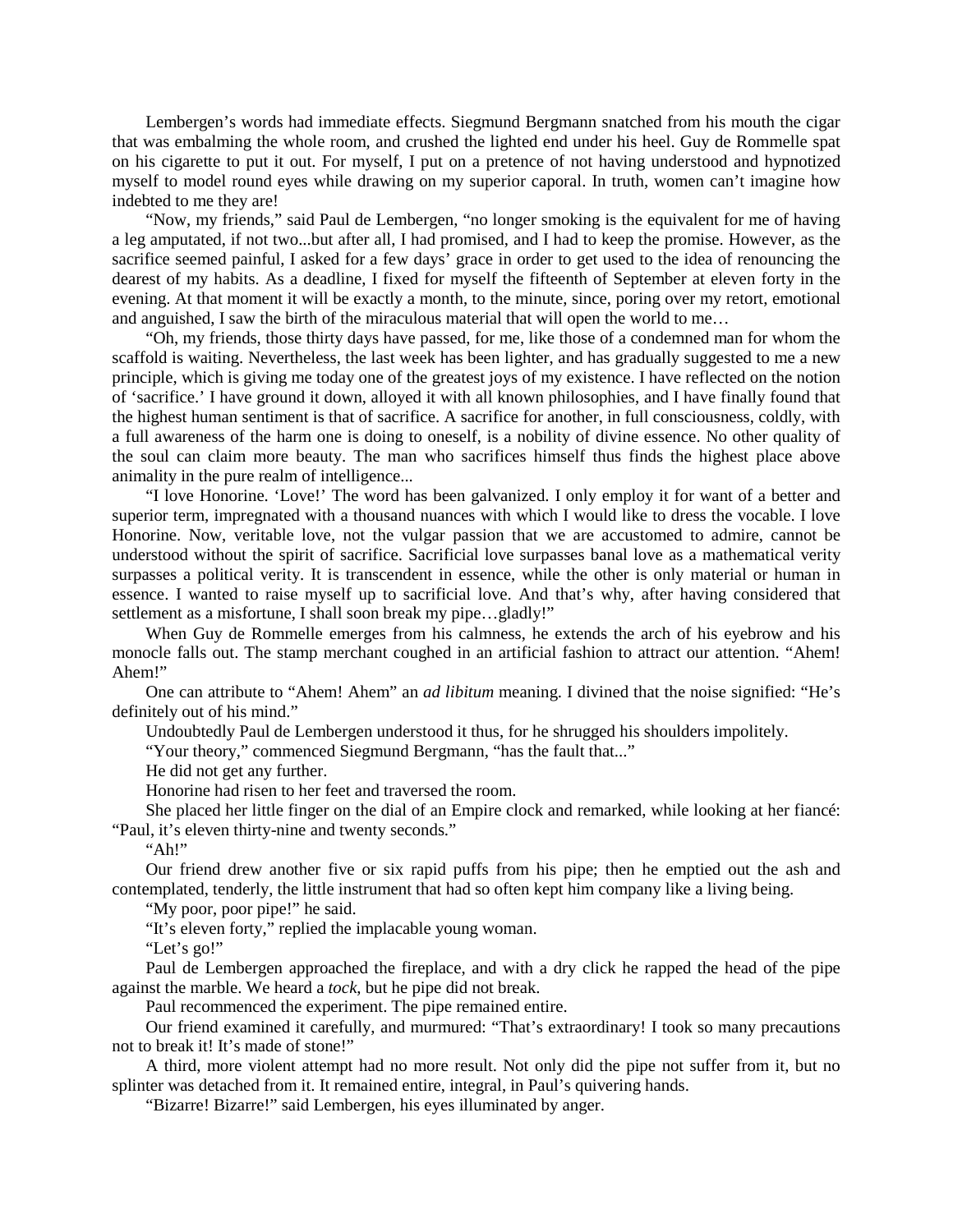Lembergen's words had immediate effects. Siegmund Bergmann snatched from his mouth the cigar that was embalming the whole room, and crushed the lighted end under his heel. Guy de Rommelle spat on his cigarette to put it out. For myself, I put on a pretence of not having understood and hypnotized myself to model round eyes while drawing on my superior caporal. In truth, women can't imagine how indebted to me they are!

"Now, my friends," said Paul de Lembergen, "no longer smoking is the equivalent for me of having a leg amputated, if not two...but after all, I had promised, and I had to keep the promise. However, as the sacrifice seemed painful, I asked for a few days' grace in order to get used to the idea of renouncing the dearest of my habits. As a deadline, I fixed for myself the fifteenth of September at eleven forty in the evening. At that moment it will be exactly a month, to the minute, since, poring over my retort, emotional and anguished, I saw the birth of the miraculous material that will open the world to me…

"Oh, my friends, those thirty days have passed, for me, like those of a condemned man for whom the scaffold is waiting. Nevertheless, the last week has been lighter, and has gradually suggested to me a new principle, which is giving me today one of the greatest joys of my existence. I have reflected on the notion of 'sacrifice.' I have ground it down, alloyed it with all known philosophies, and I have finally found that the highest human sentiment is that of sacrifice. A sacrifice for another, in full consciousness, coldly, with a full awareness of the harm one is doing to oneself, is a nobility of divine essence. No other quality of the soul can claim more beauty. The man who sacrifices himself thus finds the highest place above animality in the pure realm of intelligence...

"I love Honorine. 'Love!' The word has been galvanized. I only employ it for want of a better and superior term, impregnated with a thousand nuances with which I would like to dress the vocable. I love Honorine. Now, veritable love, not the vulgar passion that we are accustomed to admire, cannot be understood without the spirit of sacrifice. Sacrificial love surpasses banal love as a mathematical verity surpasses a political verity. It is transcendent in essence, while the other is only material or human in essence. I wanted to raise myself up to sacrificial love. And that's why, after having considered that settlement as a misfortune, I shall soon break my pipe…gladly!"

When Guy de Rommelle emerges from his calmness, he extends the arch of his eyebrow and his monocle falls out. The stamp merchant coughed in an artificial fashion to attract our attention. "Ahem! Ahem!"

One can attribute to "Ahem! Ahem" an *ad libitum* meaning. I divined that the noise signified: "He's definitely out of his mind."

Undoubtedly Paul de Lembergen understood it thus, for he shrugged his shoulders impolitely.

"Your theory," commenced Siegmund Bergmann, "has the fault that..."

He did not get any further.

Honorine had risen to her feet and traversed the room.

She placed her little finger on the dial of an Empire clock and remarked, while looking at her fiancé: "Paul, it's eleven thirty-nine and twenty seconds."

"Ah!"

Our friend drew another five or six rapid puffs from his pipe; then he emptied out the ash and contemplated, tenderly, the little instrument that had so often kept him company like a living being.

"My poor, poor pipe!" he said.

"It's eleven forty," replied the implacable young woman.

"Let's go!"

Paul de Lembergen approached the fireplace, and with a dry click he rapped the head of the pipe against the marble. We heard a *tock*, but he pipe did not break.

Paul recommenced the experiment. The pipe remained entire.

Our friend examined it carefully, and murmured: "That's extraordinary! I took so many precautions not to break it! It's made of stone!"

A third, more violent attempt had no more result. Not only did the pipe not suffer from it, but no splinter was detached from it. It remained entire, integral, in Paul's quivering hands.

"Bizarre! Bizarre!" said Lembergen, his eyes illuminated by anger.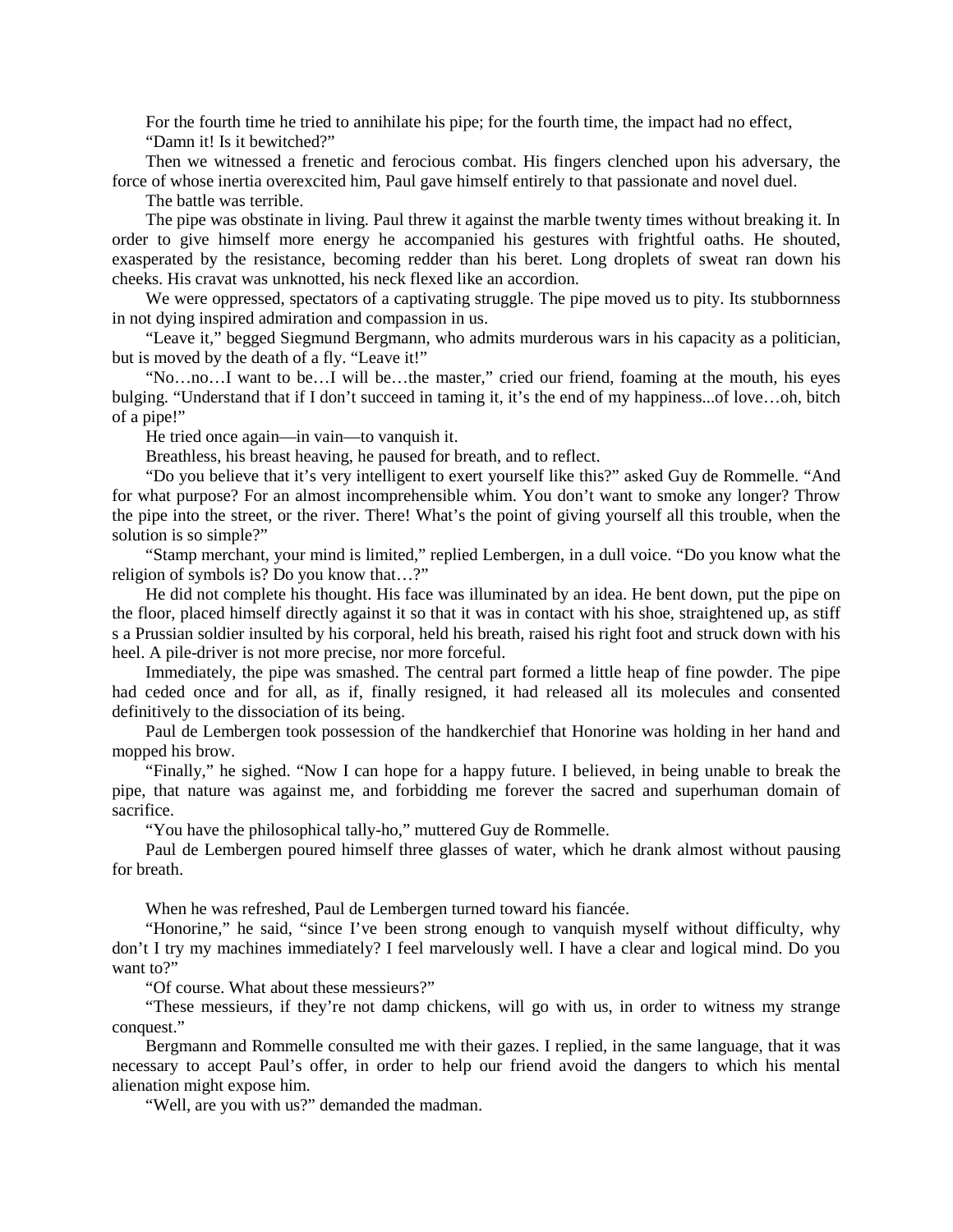For the fourth time he tried to annihilate his pipe; for the fourth time, the impact had no effect,

"Damn it! Is it bewitched?"

Then we witnessed a frenetic and ferocious combat. His fingers clenched upon his adversary, the force of whose inertia overexcited him, Paul gave himself entirely to that passionate and novel duel.

The battle was terrible.

The pipe was obstinate in living. Paul threw it against the marble twenty times without breaking it. In order to give himself more energy he accompanied his gestures with frightful oaths. He shouted, exasperated by the resistance, becoming redder than his beret. Long droplets of sweat ran down his cheeks. His cravat was unknotted, his neck flexed like an accordion.

We were oppressed, spectators of a captivating struggle. The pipe moved us to pity. Its stubbornness in not dying inspired admiration and compassion in us.

"Leave it," begged Siegmund Bergmann, who admits murderous wars in his capacity as a politician, but is moved by the death of a fly. "Leave it!"

"No…no…I want to be…I will be…the master," cried our friend, foaming at the mouth, his eyes bulging. "Understand that if I don't succeed in taming it, it's the end of my happiness...of love…oh, bitch of a pipe!"

He tried once again—in vain—to vanquish it.

Breathless, his breast heaving, he paused for breath, and to reflect.

"Do you believe that it's very intelligent to exert yourself like this?" asked Guy de Rommelle. "And for what purpose? For an almost incomprehensible whim. You don't want to smoke any longer? Throw the pipe into the street, or the river. There! What's the point of giving yourself all this trouble, when the solution is so simple?"

"Stamp merchant, your mind is limited," replied Lembergen, in a dull voice. "Do you know what the religion of symbols is? Do you know that…?"

He did not complete his thought. His face was illuminated by an idea. He bent down, put the pipe on the floor, placed himself directly against it so that it was in contact with his shoe, straightened up, as stiff s a Prussian soldier insulted by his corporal, held his breath, raised his right foot and struck down with his heel. A pile-driver is not more precise, nor more forceful.

Immediately, the pipe was smashed. The central part formed a little heap of fine powder. The pipe had ceded once and for all, as if, finally resigned, it had released all its molecules and consented definitively to the dissociation of its being.

Paul de Lembergen took possession of the handkerchief that Honorine was holding in her hand and mopped his brow.

"Finally," he sighed. "Now I can hope for a happy future. I believed, in being unable to break the pipe, that nature was against me, and forbidding me forever the sacred and superhuman domain of sacrifice.

"You have the philosophical tally-ho," muttered Guy de Rommelle.

Paul de Lembergen poured himself three glasses of water, which he drank almost without pausing for breath.

When he was refreshed, Paul de Lembergen turned toward his fiancée.

"Honorine," he said, "since I've been strong enough to vanquish myself without difficulty, why don't I try my machines immediately? I feel marvelously well. I have a clear and logical mind. Do you want to?"

"Of course. What about these messieurs?"

"These messieurs, if they're not damp chickens, will go with us, in order to witness my strange conquest."

Bergmann and Rommelle consulted me with their gazes. I replied, in the same language, that it was necessary to accept Paul's offer, in order to help our friend avoid the dangers to which his mental alienation might expose him.

"Well, are you with us?" demanded the madman.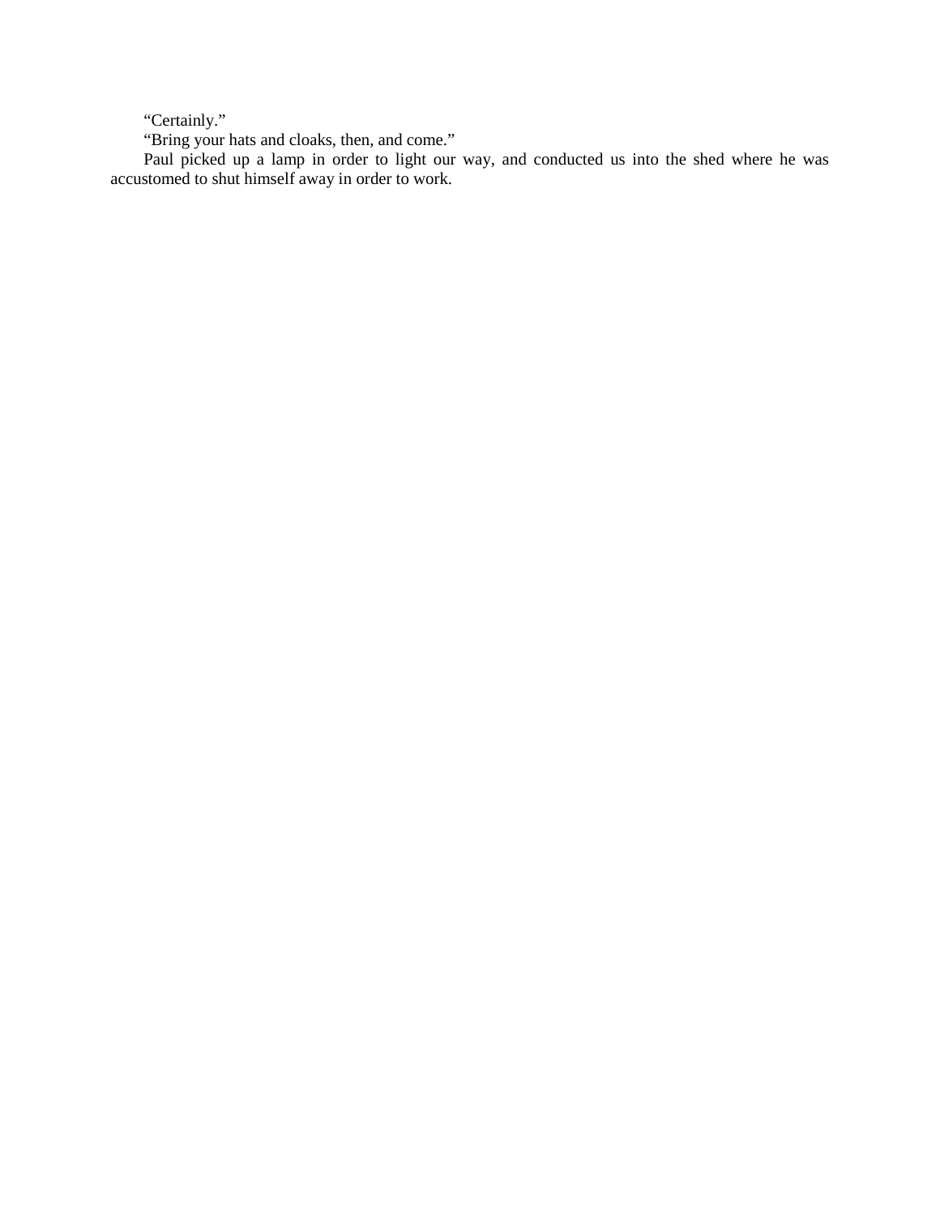“Certainly.”

“Bring your hats and cloaks, then, and come.”

Paul picked up a lamp in order to light our way, and conducted us into the shed where he was accustomed to shut himself away in order to work.